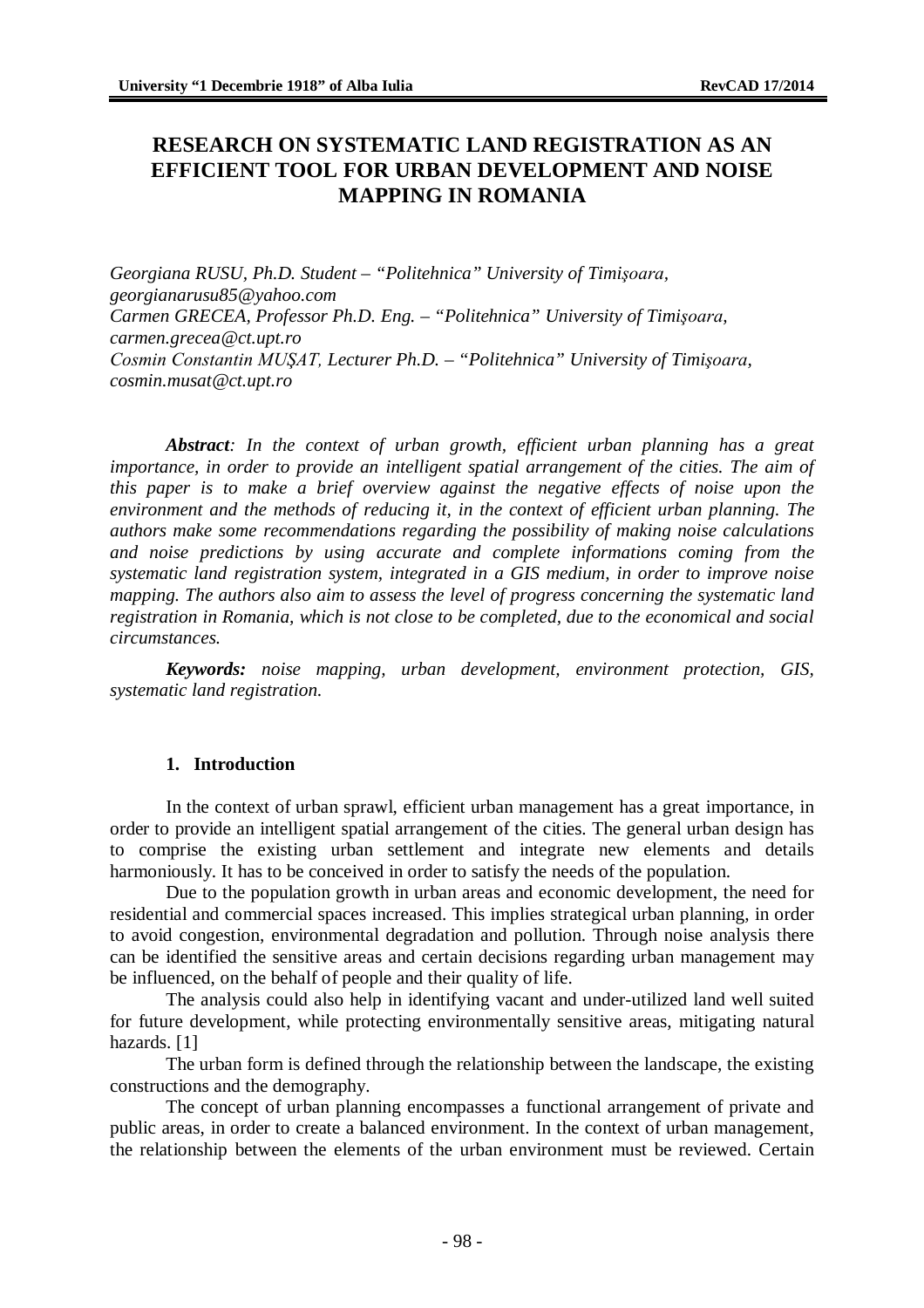# RESEARCH ON SYSTEMATIC LAND REGISTRATION AS AN EFFICIENT TOOL FOR URBAN DEVELOPMENT AND NOISE MAPPING IN ROMANIA

*Georgiana RUSU, Ph.D. Student – "Politehnica" University of Timişoara, georgianarusu85@yahoo.com*
*Carmen GRECEA, Professor Ph.D. Eng. – "Politehnica" University of Timişoara, carmen.grecea@ct.upt.ro*
*Cosmin Constantin MUŞAT, Lecturer Ph.D. – "Politehnica" University of Timişoara, cosmin.musat@ct.upt.ro*

***Abstract**: In the context of urban growth, efficient urban planning has a great importance, in order to provide an intelligent spatial arrangement of the cities. The aim of this paper is to make a brief overview against the negative effects of noise upon the environment and the methods of reducing it, in the context of efficient urban planning. The authors make some recommendations regarding the possibility of making noise calculations and noise predictions by using accurate and complete informations coming from the systematic land registration system, integrated in a GIS medium, in order to improve noise mapping. The authors also aim to assess the level of progress concerning the systematic land registration in Romania, which is not close to be completed, due to the economical and social circumstances.*

***Keywords:** noise mapping, urban development, environment protection, GIS, systematic land registration.*

## 1. Introduction

In the context of urban sprawl, efficient urban management has a great importance, in order to provide an intelligent spatial arrangement of the cities. The general urban design has to comprise the existing urban settlement and integrate new elements and details harmoniously. It has to be conceived in order to satisfy the needs of the population.

Due to the population growth in urban areas and economic development, the need for residential and commercial spaces increased. This implies strategical urban planning, in order to avoid congestion, environmental degradation and pollution. Through noise analysis there can be identified the sensitive areas and certain decisions regarding urban management may be influenced, on the behalf of people and their quality of life.

The analysis could also help in identifying vacant and under-utilized land well suited for future development, while protecting environmentally sensitive areas, mitigating natural hazards. [1]

The urban form is defined through the relationship between the landscape, the existing constructions and the demography.

The concept of urban planning encompasses a functional arrangement of private and public areas, in order to create a balanced environment. In the context of urban management, the relationship between the elements of the urban environment must be reviewed. Certain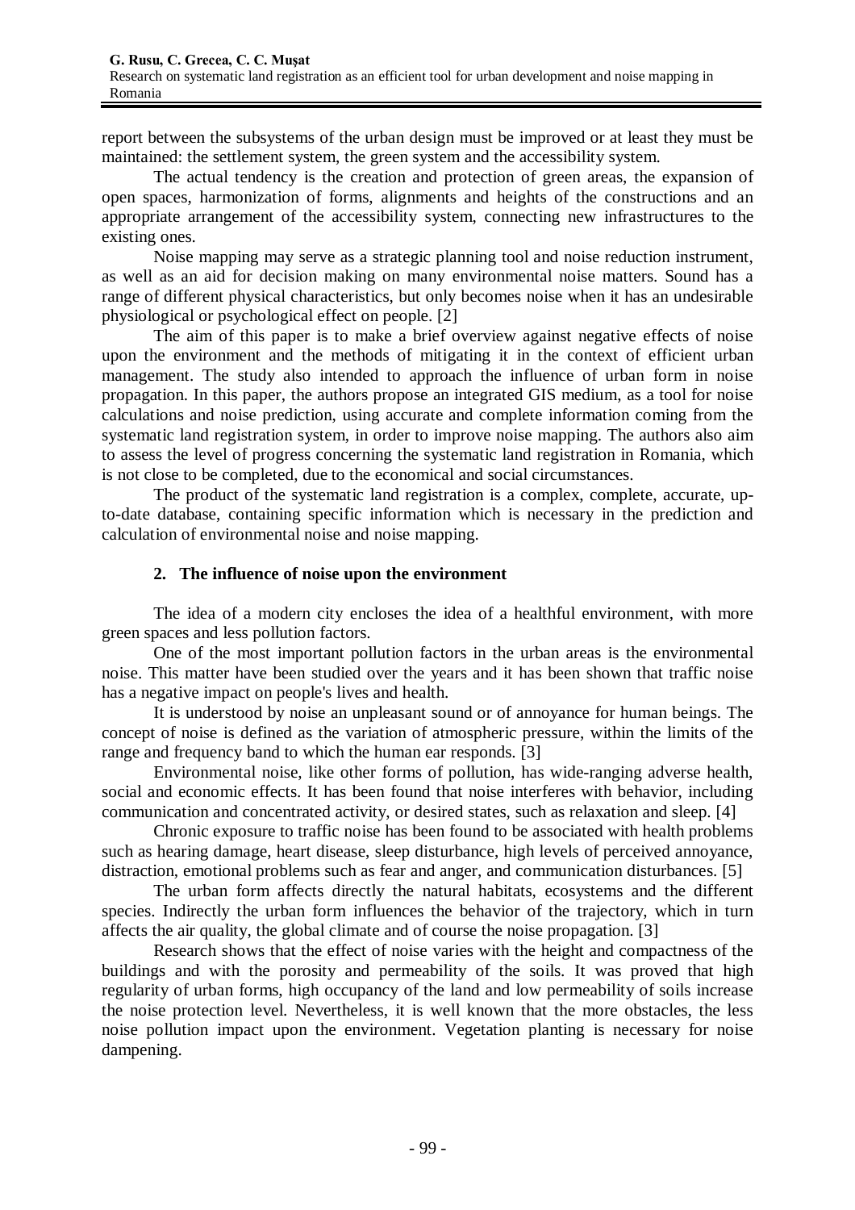report between the subsystems of the urban design must be improved or at least they must be maintained: the settlement system, the green system and the accessibility system.

The actual tendency is the creation and protection of green areas, the expansion of open spaces, harmonization of forms, alignments and heights of the constructions and an appropriate arrangement of the accessibility system, connecting new infrastructures to the existing ones.

Noise mapping may serve as a strategic planning tool and noise reduction instrument, as well as an aid for decision making on many environmental noise matters. Sound has a range of different physical characteristics, but only becomes noise when it has an undesirable physiological or psychological effect on people. [2]

The aim of this paper is to make a brief overview against negative effects of noise upon the environment and the methods of mitigating it in the context of efficient urban management. The study also intended to approach the influence of urban form in noise propagation. In this paper, the authors propose an integrated GIS medium, as a tool for noise calculations and noise prediction, using accurate and complete information coming from the systematic land registration system, in order to improve noise mapping. The authors also aim to assess the level of progress concerning the systematic land registration in Romania, which is not close to be completed, due to the economical and social circumstances.

The product of the systematic land registration is a complex, complete, accurate, up-to-date database, containing specific information which is necessary in the prediction and calculation of environmental noise and noise mapping.

## 2. The influence of noise upon the environment

The idea of a modern city encloses the idea of a healthful environment, with more green spaces and less pollution factors.

One of the most important pollution factors in the urban areas is the environmental noise. This matter have been studied over the years and it has been shown that traffic noise has a negative impact on people's lives and health.

It is understood by noise an unpleasant sound or of annoyance for human beings. The concept of noise is defined as the variation of atmospheric pressure, within the limits of the range and frequency band to which the human ear responds. [3]

Environmental noise, like other forms of pollution, has wide-ranging adverse health, social and economic effects. It has been found that noise interferes with behavior, including communication and concentrated activity, or desired states, such as relaxation and sleep. [4]

Chronic exposure to traffic noise has been found to be associated with health problems such as hearing damage, heart disease, sleep disturbance, high levels of perceived annoyance, distraction, emotional problems such as fear and anger, and communication disturbances. [5]

The urban form affects directly the natural habitats, ecosystems and the different species. Indirectly the urban form influences the behavior of the trajectory, which in turn affects the air quality, the global climate and of course the noise propagation. [3]

Research shows that the effect of noise varies with the height and compactness of the buildings and with the porosity and permeability of the soils. It was proved that high regularity of urban forms, high occupancy of the land and low permeability of soils increase the noise protection level. Nevertheless, it is well known that the more obstacles, the less noise pollution impact upon the environment. Vegetation planting is necessary for noise dampening.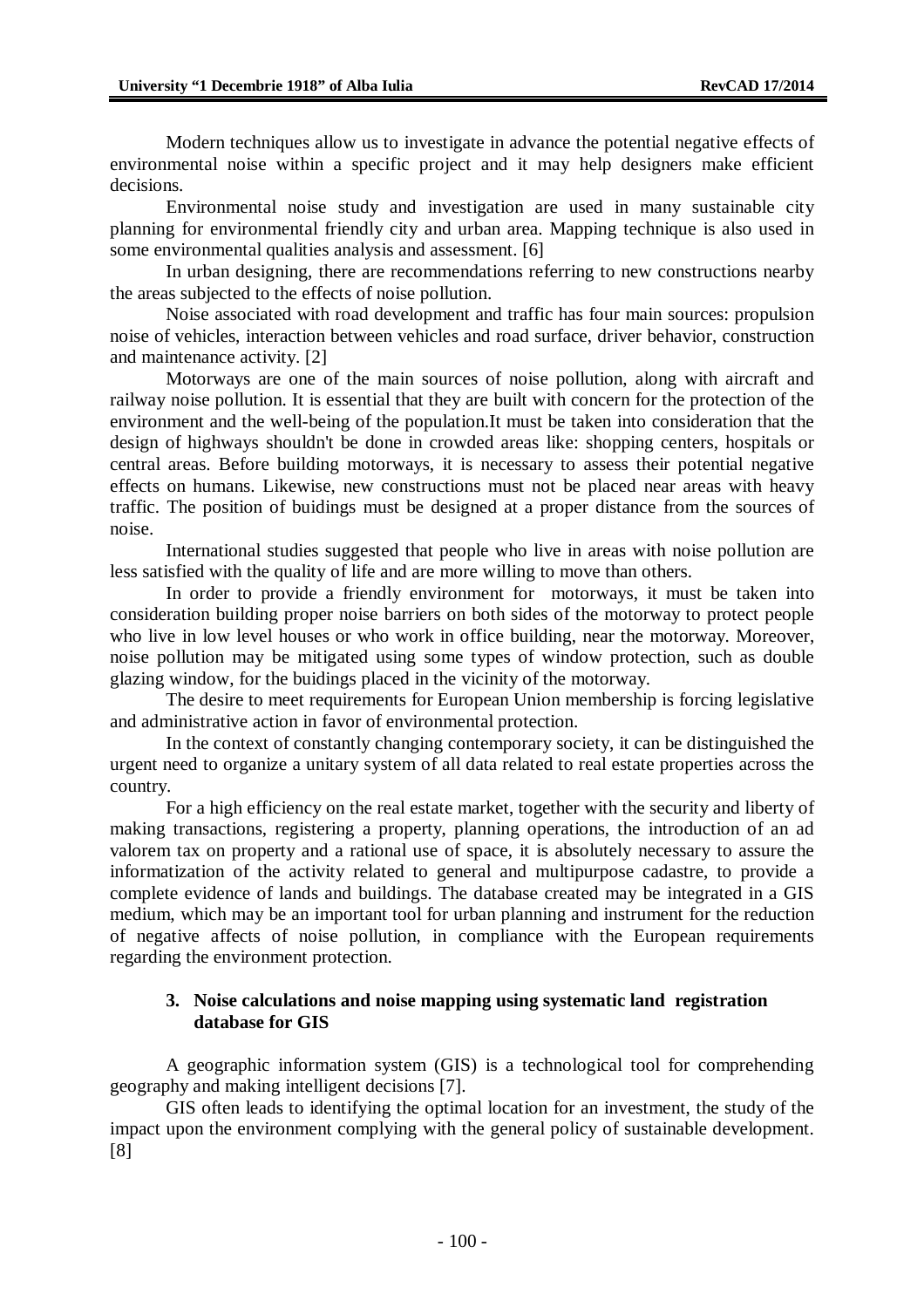Modern techniques allow us to investigate in advance the potential negative effects of environmental noise within a specific project and it may help designers make efficient decisions.

Environmental noise study and investigation are used in many sustainable city planning for environmental friendly city and urban area. Mapping technique is also used in some environmental qualities analysis and assessment. [6]

In urban designing, there are recommendations referring to new constructions nearby the areas subjected to the effects of noise pollution.

Noise associated with road development and traffic has four main sources: propulsion noise of vehicles, interaction between vehicles and road surface, driver behavior, construction and maintenance activity. [2]

Motorways are one of the main sources of noise pollution, along with aircraft and railway noise pollution. It is essential that they are built with concern for the protection of the environment and the well-being of the population.It must be taken into consideration that the design of highways shouldn't be done in crowded areas like: shopping centers, hospitals or central areas. Before building motorways, it is necessary to assess their potential negative effects on humans. Likewise, new constructions must not be placed near areas with heavy traffic. The position of buidings must be designed at a proper distance from the sources of noise.

International studies suggested that people who live in areas with noise pollution are less satisfied with the quality of life and are more willing to move than others.

In order to provide a friendly environment for motorways, it must be taken into consideration building proper noise barriers on both sides of the motorway to protect people who live in low level houses or who work in office building, near the motorway. Moreover, noise pollution may be mitigated using some types of window protection, such as double glazing window, for the buidings placed in the vicinity of the motorway.

The desire to meet requirements for European Union membership is forcing legislative and administrative action in favor of environmental protection.

In the context of constantly changing contemporary society, it can be distinguished the urgent need to organize a unitary system of all data related to real estate properties across the country.

For a high efficiency on the real estate market, together with the security and liberty of making transactions, registering a property, planning operations, the introduction of an ad valorem tax on property and a rational use of space, it is absolutely necessary to assure the informatization of the activity related to general and multipurpose cadastre, to provide a complete evidence of lands and buildings. The database created may be integrated in a GIS medium, which may be an important tool for urban planning and instrument for the reduction of negative affects of noise pollution, in compliance with the European requirements regarding the environment protection.

## 3. Noise calculations and noise mapping using systematic land registration database for GIS

A geographic information system (GIS) is a technological tool for comprehending geography and making intelligent decisions [7].

GIS often leads to identifying the optimal location for an investment, the study of the impact upon the environment complying with the general policy of sustainable development. [8]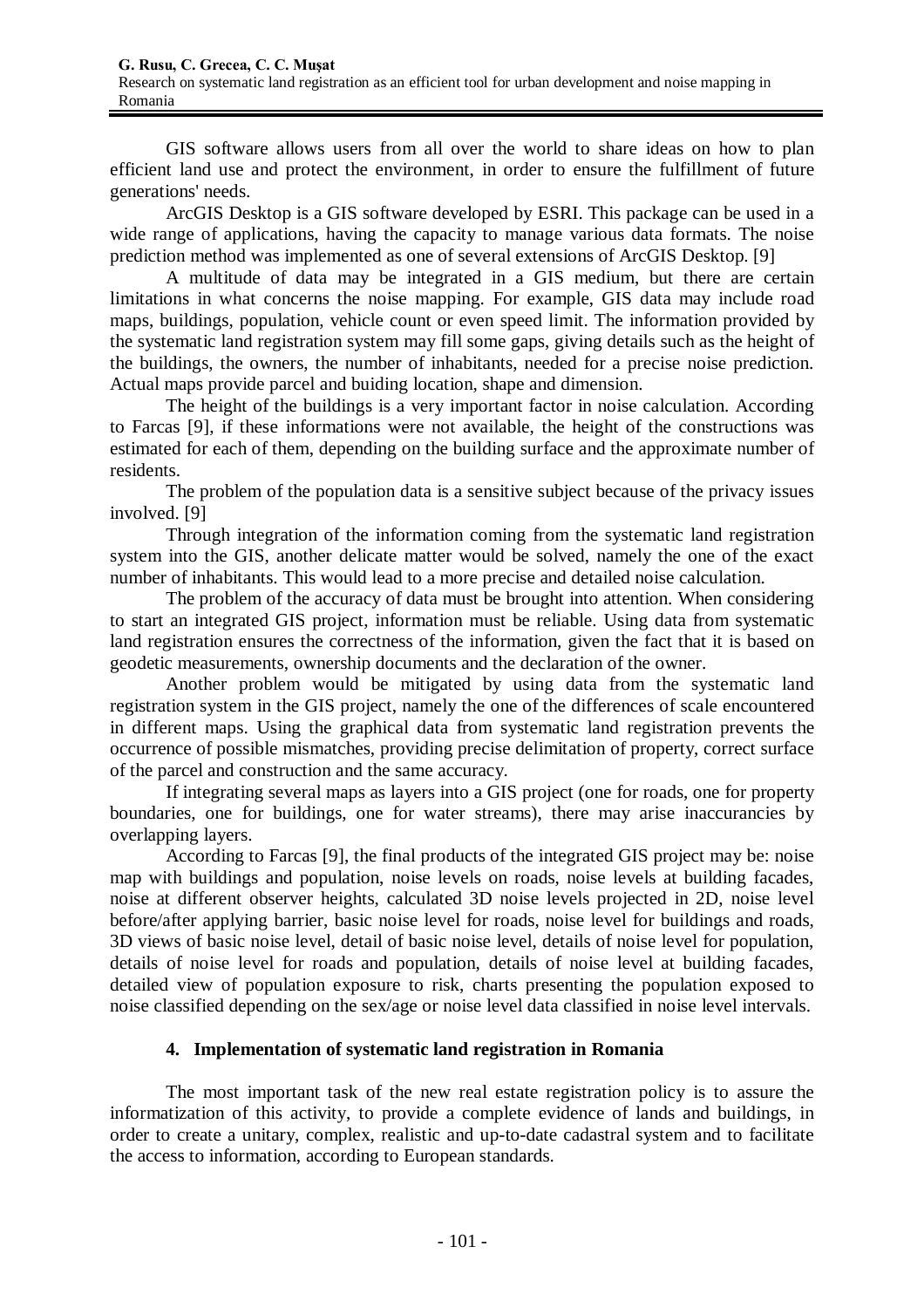GIS software allows users from all over the world to share ideas on how to plan efficient land use and protect the environment, in order to ensure the fulfillment of future generations' needs.

ArcGIS Desktop is a GIS software developed by ESRI. This package can be used in a wide range of applications, having the capacity to manage various data formats. The noise prediction method was implemented as one of several extensions of ArcGIS Desktop. [9]

A multitude of data may be integrated in a GIS medium, but there are certain limitations in what concerns the noise mapping. For example, GIS data may include road maps, buildings, population, vehicle count or even speed limit. The information provided by the systematic land registration system may fill some gaps, giving details such as the height of the buildings, the owners, the number of inhabitants, needed for a precise noise prediction. Actual maps provide parcel and buiding location, shape and dimension.

The height of the buildings is a very important factor in noise calculation. According to Farcas [9], if these informations were not available, the height of the constructions was estimated for each of them, depending on the building surface and the approximate number of residents.

The problem of the population data is a sensitive subject because of the privacy issues involved. [9]

Through integration of the information coming from the systematic land registration system into the GIS, another delicate matter would be solved, namely the one of the exact number of inhabitants. This would lead to a more precise and detailed noise calculation.

The problem of the accuracy of data must be brought into attention. When considering to start an integrated GIS project, information must be reliable. Using data from systematic land registration ensures the correctness of the information, given the fact that it is based on geodetic measurements, ownership documents and the declaration of the owner.

Another problem would be mitigated by using data from the systematic land registration system in the GIS project, namely the one of the differences of scale encountered in different maps. Using the graphical data from systematic land registration prevents the occurrence of possible mismatches, providing precise delimitation of property, correct surface of the parcel and construction and the same accuracy.

If integrating several maps as layers into a GIS project (one for roads, one for property boundaries, one for buildings, one for water streams), there may arise inaccurancies by overlapping layers.

According to Farcas [9], the final products of the integrated GIS project may be: noise map with buildings and population, noise levels on roads, noise levels at building facades, noise at different observer heights, calculated 3D noise levels projected in 2D, noise level before/after applying barrier, basic noise level for roads, noise level for buildings and roads, 3D views of basic noise level, detail of basic noise level, details of noise level for population, details of noise level for roads and population, details of noise level at building facades, detailed view of population exposure to risk, charts presenting the population exposed to noise classified depending on the sex/age or noise level data classified in noise level intervals.

## 4. Implementation of systematic land registration in Romania

The most important task of the new real estate registration policy is to assure the informatization of this activity, to provide a complete evidence of lands and buildings, in order to create a unitary, complex, realistic and up-to-date cadastral system and to facilitate the access to information, according to European standards.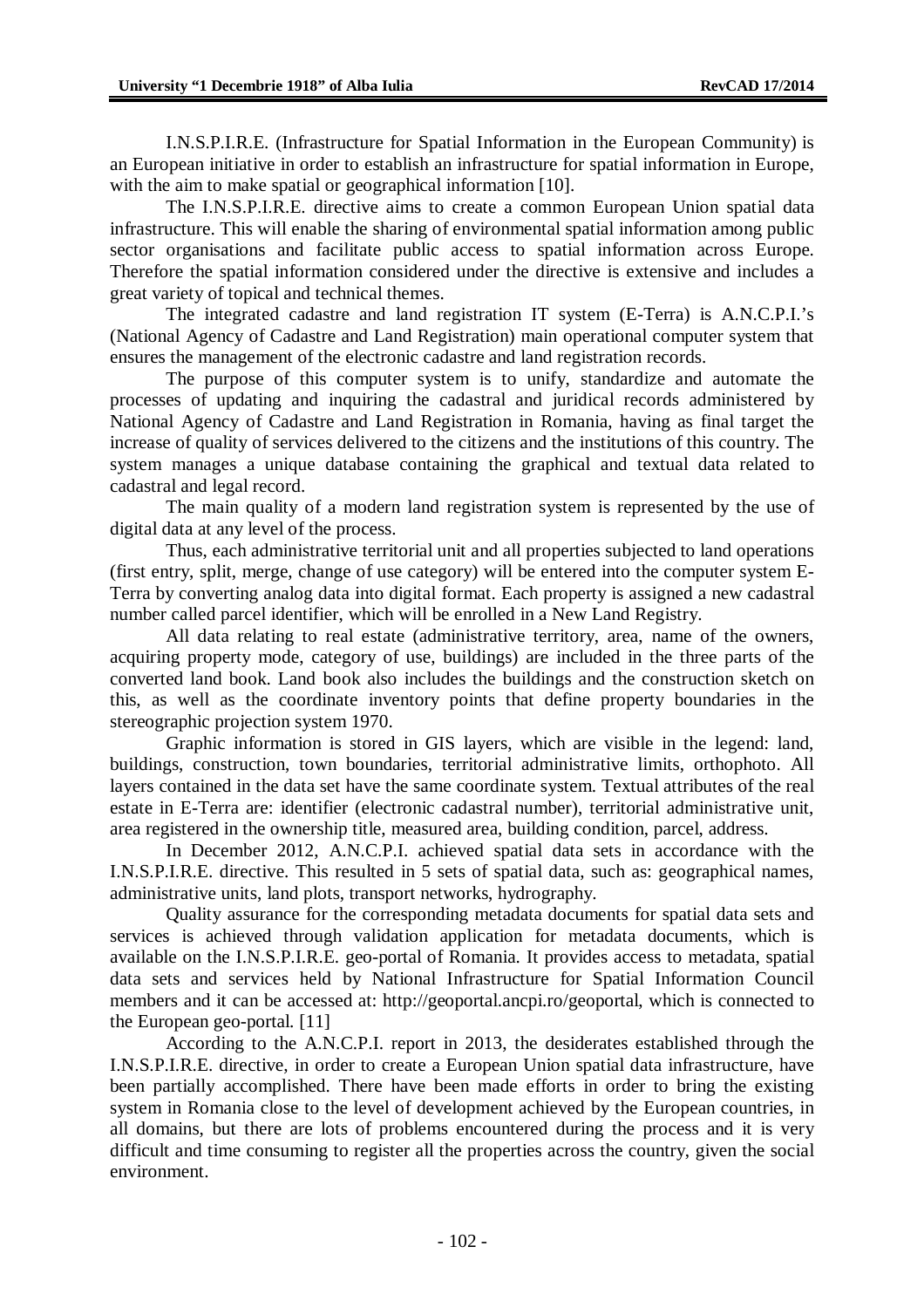I.N.S.P.I.R.E. (Infrastructure for Spatial Information in the European Community) is an European initiative in order to establish an infrastructure for spatial information in Europe, with the aim to make spatial or geographical information [10].

The I.N.S.P.I.R.E. directive aims to create a common European Union spatial data infrastructure. This will enable the sharing of environmental spatial information among public sector organisations and facilitate public access to spatial information across Europe. Therefore the spatial information considered under the directive is extensive and includes a great variety of topical and technical themes.

The integrated cadastre and land registration IT system (E-Terra) is A.N.C.P.I.'s (National Agency of Cadastre and Land Registration) main operational computer system that ensures the management of the electronic cadastre and land registration records.

The purpose of this computer system is to unify, standardize and automate the processes of updating and inquiring the cadastral and juridical records administered by National Agency of Cadastre and Land Registration in Romania, having as final target the increase of quality of services delivered to the citizens and the institutions of this country. The system manages a unique database containing the graphical and textual data related to cadastral and legal record.

The main quality of a modern land registration system is represented by the use of digital data at any level of the process.

Thus, each administrative territorial unit and all properties subjected to land operations (first entry, split, merge, change of use category) will be entered into the computer system E-Terra by converting analog data into digital format. Each property is assigned a new cadastral number called parcel identifier, which will be enrolled in a New Land Registry.

All data relating to real estate (administrative territory, area, name of the owners, acquiring property mode, category of use, buildings) are included in the three parts of the converted land book. Land book also includes the buildings and the construction sketch on this, as well as the coordinate inventory points that define property boundaries in the stereographic projection system 1970.

Graphic information is stored in GIS layers, which are visible in the legend: land, buildings, construction, town boundaries, territorial administrative limits, orthophoto. All layers contained in the data set have the same coordinate system. Textual attributes of the real estate in E-Terra are: identifier (electronic cadastral number), territorial administrative unit, area registered in the ownership title, measured area, building condition, parcel, address.

In December 2012, A.N.C.P.I. achieved spatial data sets in accordance with the I.N.S.P.I.R.E. directive. This resulted in 5 sets of spatial data, such as: geographical names, administrative units, land plots, transport networks, hydrography.

Quality assurance for the corresponding metadata documents for spatial data sets and services is achieved through validation application for metadata documents, which is available on the I.N.S.P.I.R.E. geo-portal of Romania. It provides access to metadata, spatial data sets and services held by National Infrastructure for Spatial Information Council members and it can be accessed at: http://geoportal.ancpi.ro/geoportal, which is connected to the European geo-portal. [11]

According to the A.N.C.P.I. report in 2013, the desiderates established through the I.N.S.P.I.R.E. directive, in order to create a European Union spatial data infrastructure, have been partially accomplished. There have been made efforts in order to bring the existing system in Romania close to the level of development achieved by the European countries, in all domains, but there are lots of problems encountered during the process and it is very difficult and time consuming to register all the properties across the country, given the social environment.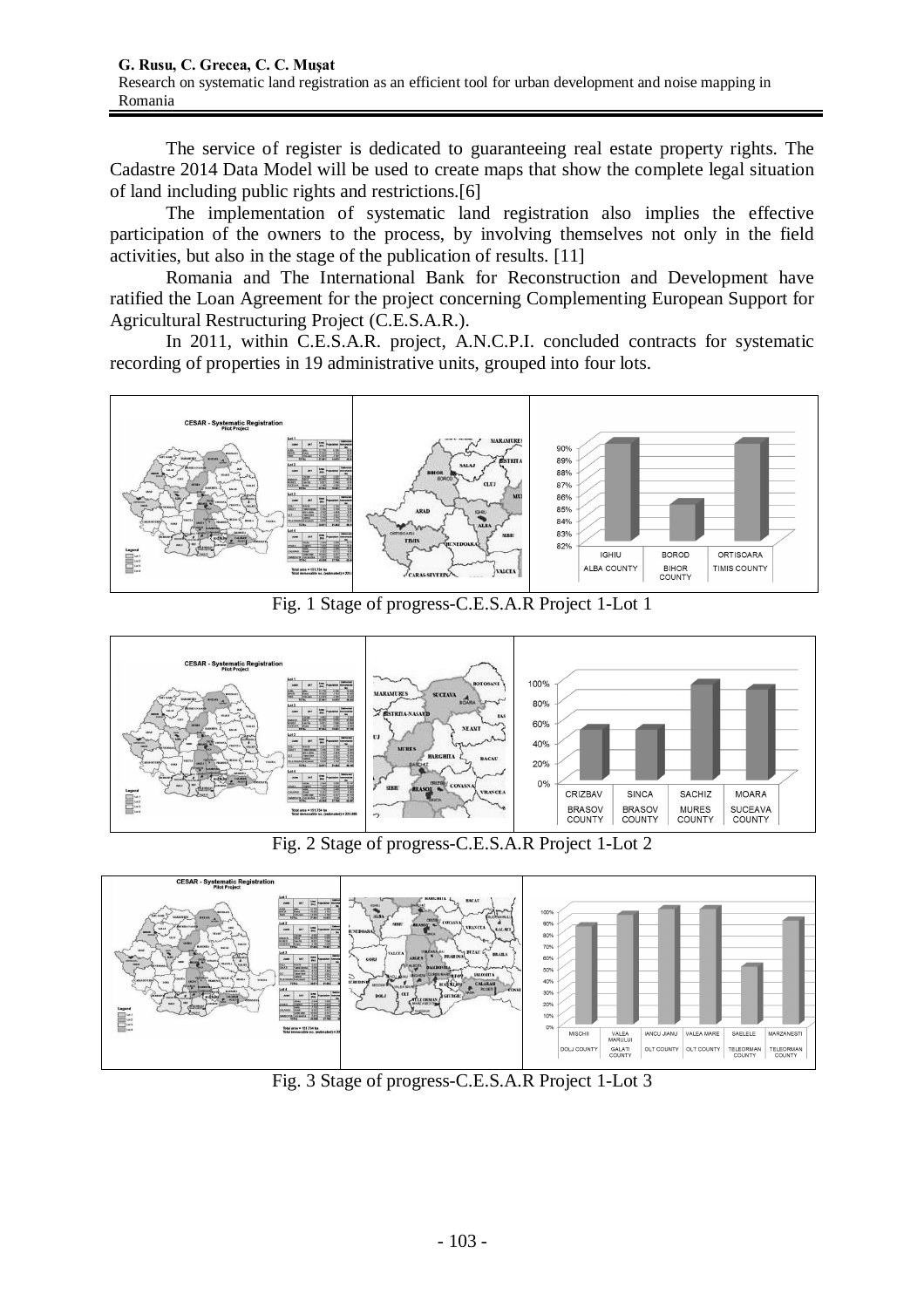The service of register is dedicated to guaranteeing real estate property rights. The Cadastre 2014 Data Model will be used to create maps that show the complete legal situation of land including public rights and restrictions.[6]

The implementation of systematic land registration also implies the effective participation of the owners to the process, by involving themselves not only in the field activities, but also in the stage of the publication of results. [11]

Romania and The International Bank for Reconstruction and Development have ratified the Loan Agreement for the project concerning Complementing European Support for Agricultural Restructuring Project (C.E.S.A.R.).

In 2011, within C.E.S.A.R. project, A.N.C.P.I. concluded contracts for systematic recording of properties in 19 administrative units, grouped into four lots.

Fig. 1 Stage of progress-C.E.S.A.R Project 1-Lot 1

Fig. 2 Stage of progress-C.E.S.A.R Project 1-Lot 2

Fig. 3 Stage of progress-C.E.S.A.R Project 1-Lot 3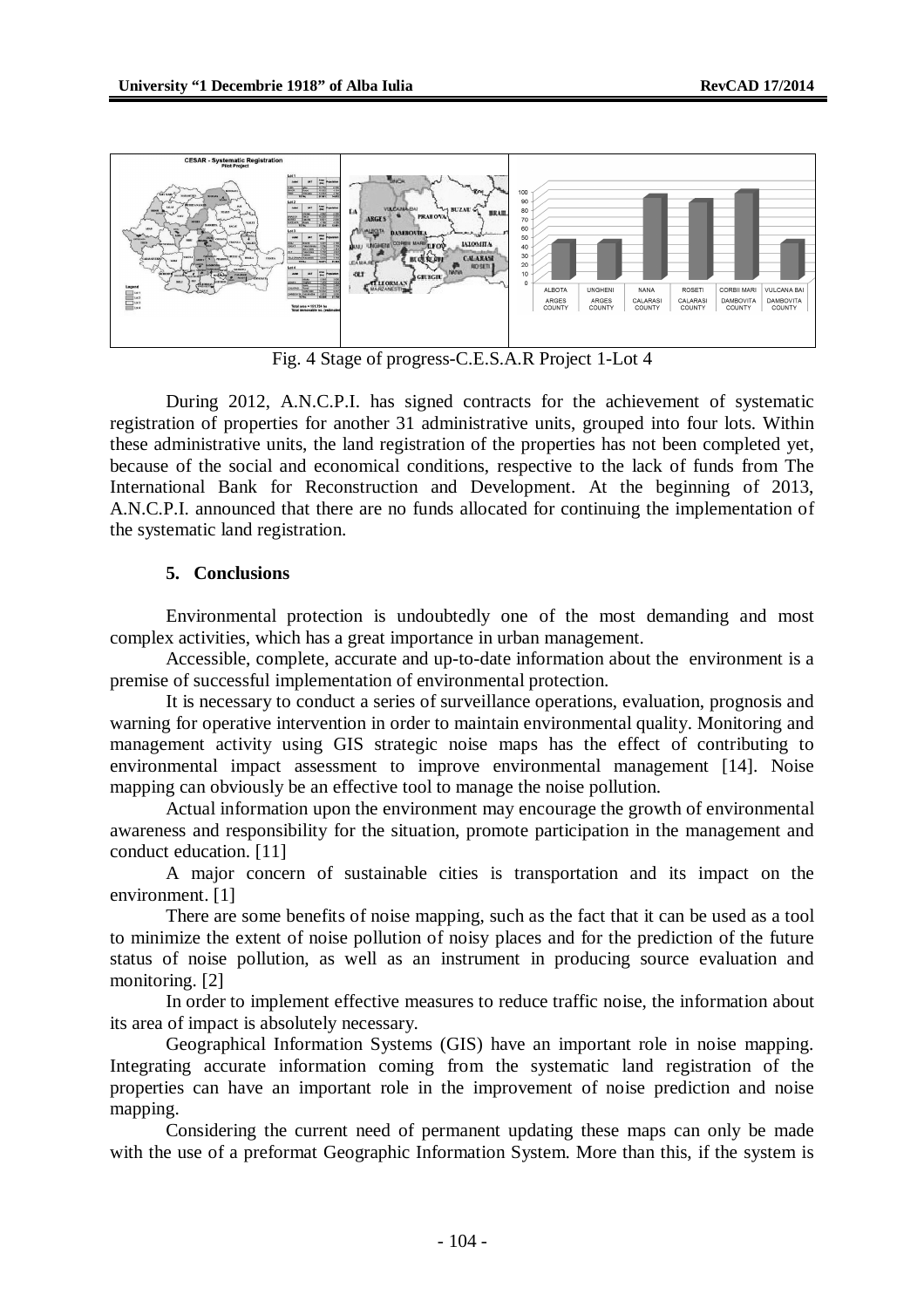Fig. 4 Stage of progress-C.E.S.A.R Project 1-Lot 4

During 2012, A.N.C.P.I. has signed contracts for the achievement of systematic registration of properties for another 31 administrative units, grouped into four lots. Within these administrative units, the land registration of the properties has not been completed yet, because of the social and economical conditions, respective to the lack of funds from The International Bank for Reconstruction and Development. At the beginning of 2013, A.N.C.P.I. announced that there are no funds allocated for continuing the implementation of the systematic land registration.

## 5. Conclusions

Environmental protection is undoubtedly one of the most demanding and most complex activities, which has a great importance in urban management.

Accessible, complete, accurate and up-to-date information about the environment is a premise of successful implementation of environmental protection.

It is necessary to conduct a series of surveillance operations, evaluation, prognosis and warning for operative intervention in order to maintain environmental quality. Monitoring and management activity using GIS strategic noise maps has the effect of contributing to environmental impact assessment to improve environmental management [14]. Noise mapping can obviously be an effective tool to manage the noise pollution.

Actual information upon the environment may encourage the growth of environmental awareness and responsibility for the situation, promote participation in the management and conduct education. [11]

A major concern of sustainable cities is transportation and its impact on the environment. [1]

There are some benefits of noise mapping, such as the fact that it can be used as a tool to minimize the extent of noise pollution of noisy places and for the prediction of the future status of noise pollution, as well as an instrument in producing source evaluation and monitoring. [2]

In order to implement effective measures to reduce traffic noise, the information about its area of impact is absolutely necessary.

Geographical Information Systems (GIS) have an important role in noise mapping. Integrating accurate information coming from the systematic land registration of the properties can have an important role in the improvement of noise prediction and noise mapping.

Considering the current need of permanent updating these maps can only be made with the use of a preformat Geographic Information System. More than this, if the system is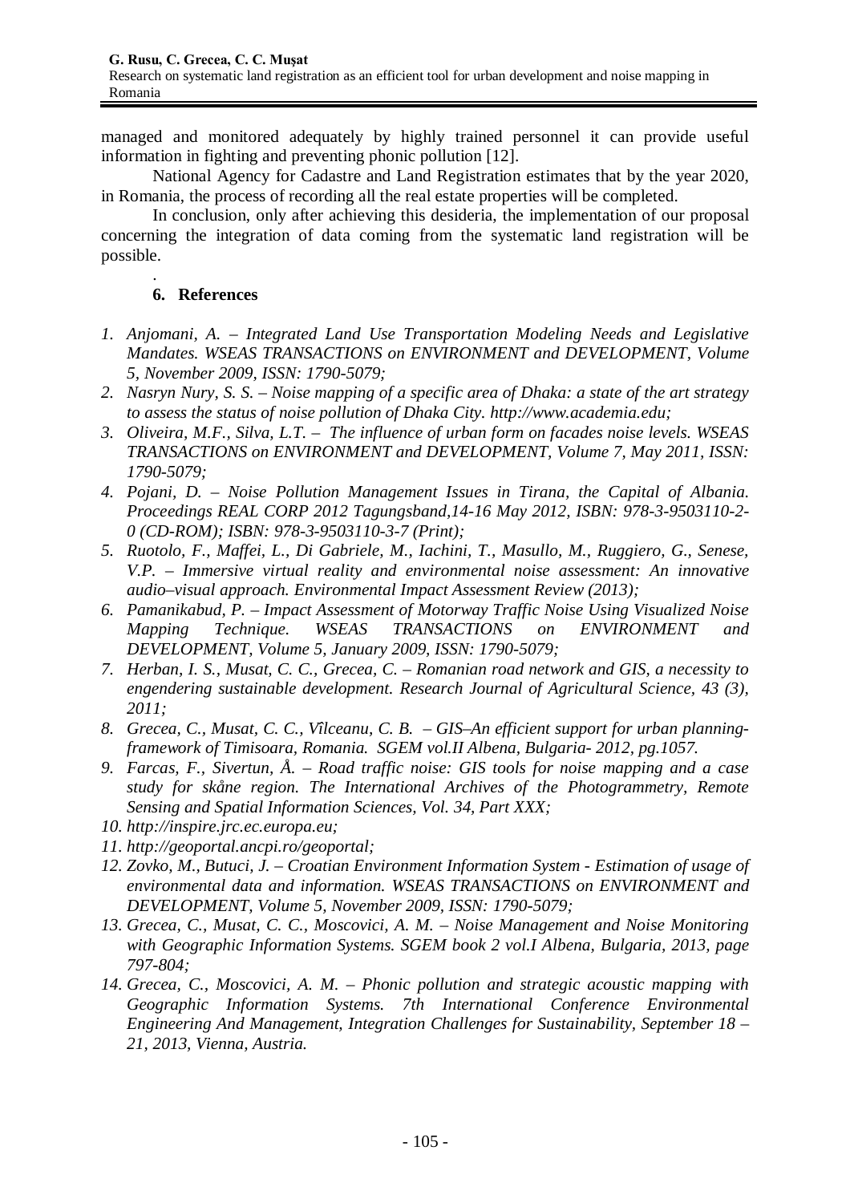managed and monitored adequately by highly trained personnel it can provide useful information in fighting and preventing phonic pollution [12].

National Agency for Cadastre and Land Registration estimates that by the year 2020, in Romania, the process of recording all the real estate properties will be completed.

In conclusion, only after achieving this desideria, the implementation of our proposal concerning the integration of data coming from the systematic land registration will be possible.

## 6. References

1. *Anjomani, A. – Integrated Land Use Transportation Modeling Needs and Legislative Mandates. WSEAS TRANSACTIONS on ENVIRONMENT and DEVELOPMENT, Volume 5, November 2009, ISSN: 1790-5079;*
2. *Nasryn Nury, S. S. – Noise mapping of a specific area of Dhaka: a state of the art strategy to assess the status of noise pollution of Dhaka City. http://www.academia.edu;*
3. *Oliveira, M.F., Silva, L.T. – The influence of urban form on facades noise levels. WSEAS TRANSACTIONS on ENVIRONMENT and DEVELOPMENT, Volume 7, May 2011, ISSN: 1790-5079;*
4. *Pojani, D. – Noise Pollution Management Issues in Tirana, the Capital of Albania. Proceedings REAL CORP 2012 Tagungsband,14-16 May 2012, ISBN: 978-3-9503110-2-0 (CD-ROM); ISBN: 978-3-9503110-3-7 (Print);*
5. *Ruotolo, F., Maffei, L., Di Gabriele, M., Iachini, T., Masullo, M., Ruggiero, G., Senese, V.P. – Immersive virtual reality and environmental noise assessment: An innovative audio–visual approach. Environmental Impact Assessment Review (2013);*
6. *Pamanikabud, P. – Impact Assessment of Motorway Traffic Noise Using Visualized Noise Mapping Technique. WSEAS TRANSACTIONS on ENVIRONMENT and DEVELOPMENT, Volume 5, January 2009, ISSN: 1790-5079;*
7. *Herban, I. S., Musat, C. C., Grecea, C. – Romanian road network and GIS, a necessity to engendering sustainable development. Research Journal of Agricultural Science, 43 (3), 2011;*
8. *Grecea, C., Musat, C. C., Vîlceanu, C. B. – GIS–An efficient support for urban planning-framework of Timisoara, Romania. SGEM vol.II Albena, Bulgaria- 2012, pg.1057.*
9. *Farcas, F., Sivertun, Å. – Road traffic noise: GIS tools for noise mapping and a case study for skåne region. The International Archives of the Photogrammetry, Remote Sensing and Spatial Information Sciences, Vol. 34, Part XXX;*
10. *http://inspire.jrc.ec.europa.eu;*
11. *http://geoportal.ancpi.ro/geoportal;*
12. *Zovko, M., Butuci, J. – Croatian Environment Information System - Estimation of usage of environmental data and information. WSEAS TRANSACTIONS on ENVIRONMENT and DEVELOPMENT, Volume 5, November 2009, ISSN: 1790-5079;*
13. *Grecea, C., Musat, C. C., Moscovici, A. M. – Noise Management and Noise Monitoring with Geographic Information Systems. SGEM book 2 vol.I Albena, Bulgaria, 2013, page 797-804;*
14. *Grecea, C., Moscovici, A. M. – Phonic pollution and strategic acoustic mapping with Geographic Information Systems. 7th International Conference Environmental Engineering And Management, Integration Challenges for Sustainability, September 18 – 21, 2013, Vienna, Austria.*